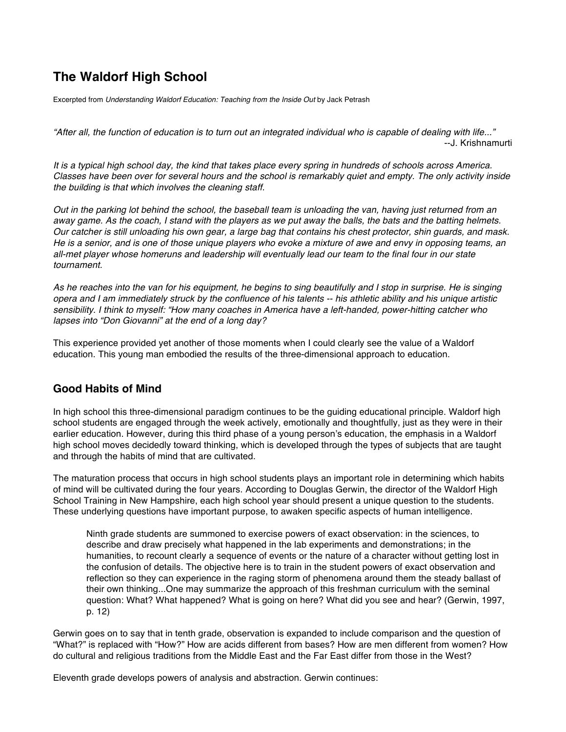# The Waldorf High School

Excerpted from *Understanding Waldorf Education: Teaching from the Inside Out* by Jack Petrash

*"After all, the function of education is to turn out an integrated individual who is capable of dealing with life..."*
--J. Krishnamurti

*It is a typical high school day, the kind that takes place every spring in hundreds of schools across America. Classes have been over for several hours and the school is remarkably quiet and empty. The only activity inside the building is that which involves the cleaning staff.*

*Out in the parking lot behind the school, the baseball team is unloading the van, having just returned from an away game. As the coach, I stand with the players as we put away the balls, the bats and the batting helmets. Our catcher is still unloading his own gear, a large bag that contains his chest protector, shin guards, and mask. He is a senior, and is one of those unique players who evoke a mixture of awe and envy in opposing teams, an all-met player whose homeruns and leadership will eventually lead our team to the final four in our state tournament.*

*As he reaches into the van for his equipment, he begins to sing beautifully and I stop in surprise. He is singing opera and I am immediately struck by the confluence of his talents -- his athletic ability and his unique artistic sensibility. I think to myself: "How many coaches in America have a left-handed, power-hitting catcher who lapses into "Don Giovanni" at the end of a long day?*

This experience provided yet another of those moments when I could clearly see the value of a Waldorf education. This young man embodied the results of the three-dimensional approach to education.

## Good Habits of Mind

In high school this three-dimensional paradigm continues to be the guiding educational principle. Waldorf high school students are engaged through the week actively, emotionally and thoughtfully, just as they were in their earlier education. However, during this third phase of a young person's education, the emphasis in a Waldorf high school moves decidedly toward thinking, which is developed through the types of subjects that are taught and through the habits of mind that are cultivated.

The maturation process that occurs in high school students plays an important role in determining which habits of mind will be cultivated during the four years. According to Douglas Gerwin, the director of the Waldorf High School Training in New Hampshire, each high school year should present a unique question to the students. These underlying questions have important purpose, to awaken specific aspects of human intelligence.

> Ninth grade students are summoned to exercise powers of exact observation: in the sciences, to describe and draw precisely what happened in the lab experiments and demonstrations; in the humanities, to recount clearly a sequence of events or the nature of a character without getting lost in the confusion of details. The objective here is to train in the student powers of exact observation and reflection so they can experience in the raging storm of phenomena around them the steady ballast of their own thinking...One may summarize the approach of this freshman curriculum with the seminal question: What? What happened? What is going on here? What did you see and hear? (Gerwin, 1997, p. 12)

Gerwin goes on to say that in tenth grade, observation is expanded to include comparison and the question of "What?" is replaced with "How?" How are acids different from bases? How are men different from women? How do cultural and religious traditions from the Middle East and the Far East differ from those in the West?

Eleventh grade develops powers of analysis and abstraction. Gerwin continues: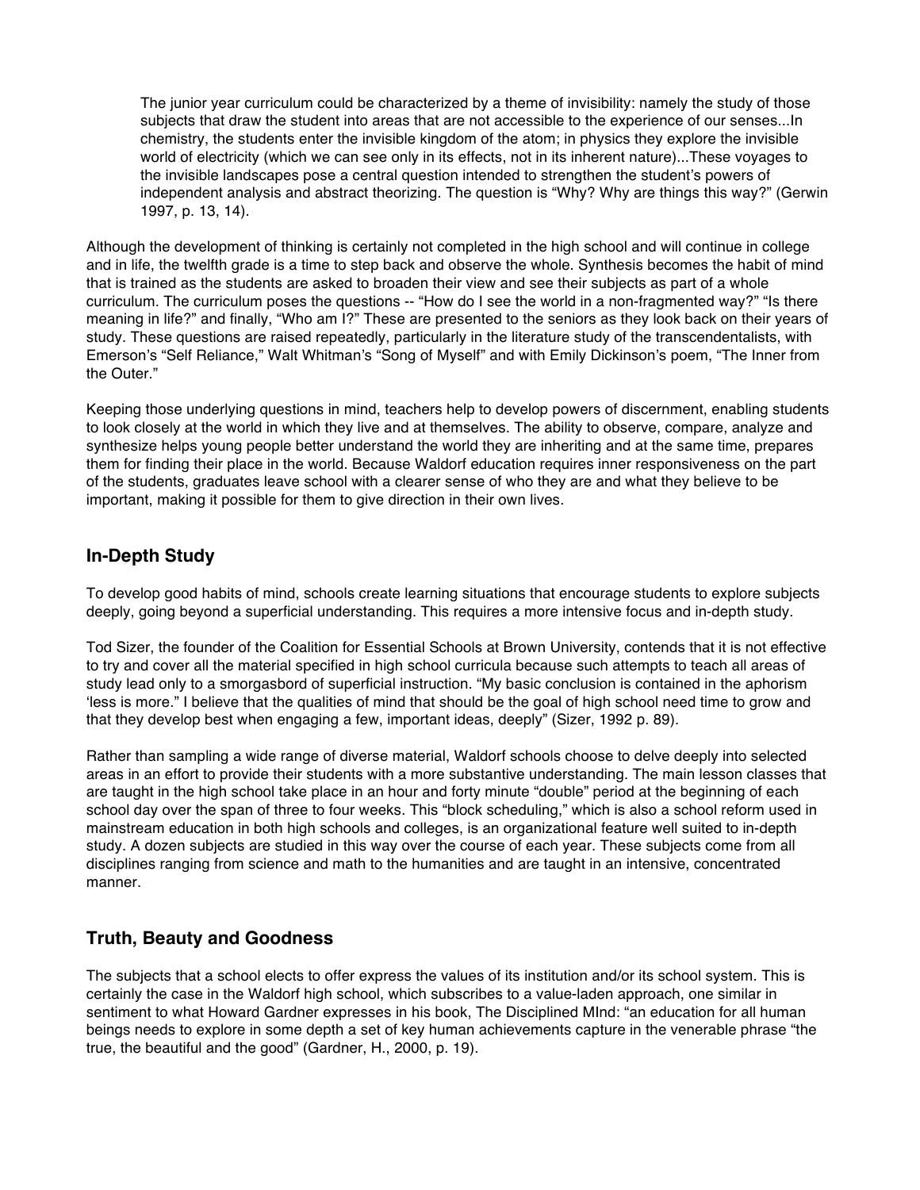> The junior year curriculum could be characterized by a theme of invisibility: namely the study of those subjects that draw the student into areas that are not accessible to the experience of our senses...In chemistry, the students enter the invisible kingdom of the atom; in physics they explore the invisible world of electricity (which we can see only in its effects, not in its inherent nature)...These voyages to the invisible landscapes pose a central question intended to strengthen the student's powers of independent analysis and abstract theorizing. The question is "Why? Why are things this way?" (Gerwin 1997, p. 13, 14).

Although the development of thinking is certainly not completed in the high school and will continue in college and in life, the twelfth grade is a time to step back and observe the whole. Synthesis becomes the habit of mind that is trained as the students are asked to broaden their view and see their subjects as part of a whole curriculum. The curriculum poses the questions -- "How do I see the world in a non-fragmented way?" "Is there meaning in life?" and finally, "Who am I?" These are presented to the seniors as they look back on their years of study. These questions are raised repeatedly, particularly in the literature study of the transcendentalists, with Emerson's "Self Reliance," Walt Whitman's "Song of Myself" and with Emily Dickinson's poem, "The Inner from the Outer."

Keeping those underlying questions in mind, teachers help to develop powers of discernment, enabling students to look closely at the world in which they live and at themselves. The ability to observe, compare, analyze and synthesize helps young people better understand the world they are inheriting and at the same time, prepares them for finding their place in the world. Because Waldorf education requires inner responsiveness on the part of the students, graduates leave school with a clearer sense of who they are and what they believe to be important, making it possible for them to give direction in their own lives.

## In-Depth Study

To develop good habits of mind, schools create learning situations that encourage students to explore subjects deeply, going beyond a superficial understanding. This requires a more intensive focus and in-depth study.

Tod Sizer, the founder of the Coalition for Essential Schools at Brown University, contends that it is not effective to try and cover all the material specified in high school curricula because such attempts to teach all areas of study lead only to a smorgasbord of superficial instruction. "My basic conclusion is contained in the aphorism 'less is more." I believe that the qualities of mind that should be the goal of high school need time to grow and that they develop best when engaging a few, important ideas, deeply" (Sizer, 1992 p. 89).

Rather than sampling a wide range of diverse material, Waldorf schools choose to delve deeply into selected areas in an effort to provide their students with a more substantive understanding. The main lesson classes that are taught in the high school take place in an hour and forty minute "double" period at the beginning of each school day over the span of three to four weeks. This "block scheduling," which is also a school reform used in mainstream education in both high schools and colleges, is an organizational feature well suited to in-depth study. A dozen subjects are studied in this way over the course of each year. These subjects come from all disciplines ranging from science and math to the humanities and are taught in an intensive, concentrated manner.

## Truth, Beauty and Goodness

The subjects that a school elects to offer express the values of its institution and/or its school system. This is certainly the case in the Waldorf high school, which subscribes to a value-laden approach, one similar in sentiment to what Howard Gardner expresses in his book, The Disciplined MInd: "an education for all human beings needs to explore in some depth a set of key human achievements capture in the venerable phrase "the true, the beautiful and the good" (Gardner, H., 2000, p. 19).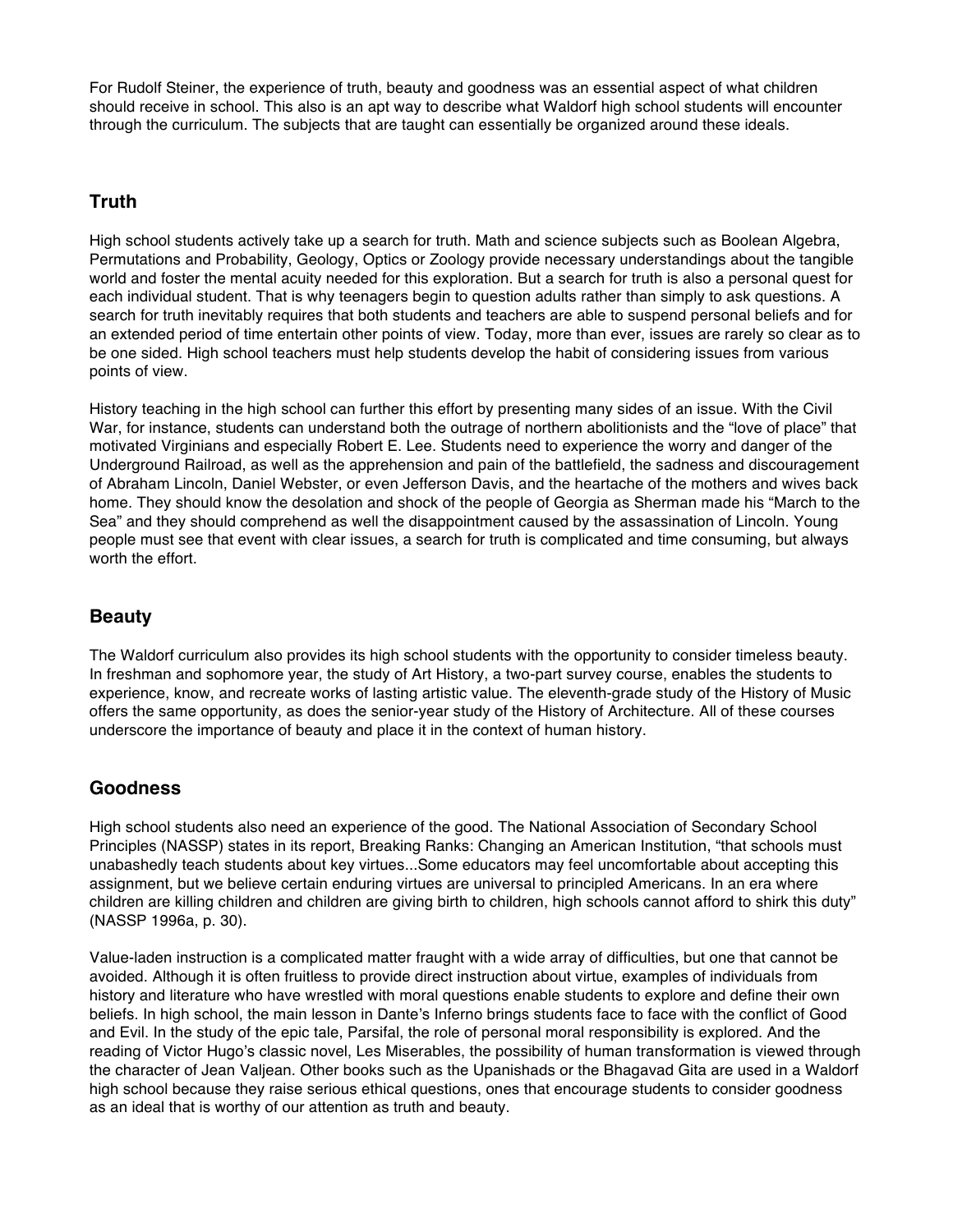For Rudolf Steiner, the experience of truth, beauty and goodness was an essential aspect of what children should receive in school. This also is an apt way to describe what Waldorf high school students will encounter through the curriculum. The subjects that are taught can essentially be organized around these ideals.

## Truth

High school students actively take up a search for truth. Math and science subjects such as Boolean Algebra, Permutations and Probability, Geology, Optics or Zoology provide necessary understandings about the tangible world and foster the mental acuity needed for this exploration. But a search for truth is also a personal quest for each individual student. That is why teenagers begin to question adults rather than simply to ask questions. A search for truth inevitably requires that both students and teachers are able to suspend personal beliefs and for an extended period of time entertain other points of view. Today, more than ever, issues are rarely so clear as to be one sided. High school teachers must help students develop the habit of considering issues from various points of view.

History teaching in the high school can further this effort by presenting many sides of an issue. With the Civil War, for instance, students can understand both the outrage of northern abolitionists and the "love of place" that motivated Virginians and especially Robert E. Lee. Students need to experience the worry and danger of the Underground Railroad, as well as the apprehension and pain of the battlefield, the sadness and discouragement of Abraham Lincoln, Daniel Webster, or even Jefferson Davis, and the heartache of the mothers and wives back home. They should know the desolation and shock of the people of Georgia as Sherman made his "March to the Sea" and they should comprehend as well the disappointment caused by the assassination of Lincoln. Young people must see that event with clear issues, a search for truth is complicated and time consuming, but always worth the effort.

## Beauty

The Waldorf curriculum also provides its high school students with the opportunity to consider timeless beauty. In freshman and sophomore year, the study of Art History, a two-part survey course, enables the students to experience, know, and recreate works of lasting artistic value. The eleventh-grade study of the History of Music offers the same opportunity, as does the senior-year study of the History of Architecture. All of these courses underscore the importance of beauty and place it in the context of human history.

## Goodness

High school students also need an experience of the good. The National Association of Secondary School Principles (NASSP) states in its report, Breaking Ranks: Changing an American Institution, "that schools must unabashedly teach students about key virtues...Some educators may feel uncomfortable about accepting this assignment, but we believe certain enduring virtues are universal to principled Americans. In an era where children are killing children and children are giving birth to children, high schools cannot afford to shirk this duty" (NASSP 1996a, p. 30).

Value-laden instruction is a complicated matter fraught with a wide array of difficulties, but one that cannot be avoided. Although it is often fruitless to provide direct instruction about virtue, examples of individuals from history and literature who have wrestled with moral questions enable students to explore and define their own beliefs. In high school, the main lesson in Dante's Inferno brings students face to face with the conflict of Good and Evil. In the study of the epic tale, Parsifal, the role of personal moral responsibility is explored. And the reading of Victor Hugo's classic novel, Les Miserables, the possibility of human transformation is viewed through the character of Jean Valjean. Other books such as the Upanishads or the Bhagavad Gita are used in a Waldorf high school because they raise serious ethical questions, ones that encourage students to consider goodness as an ideal that is worthy of our attention as truth and beauty.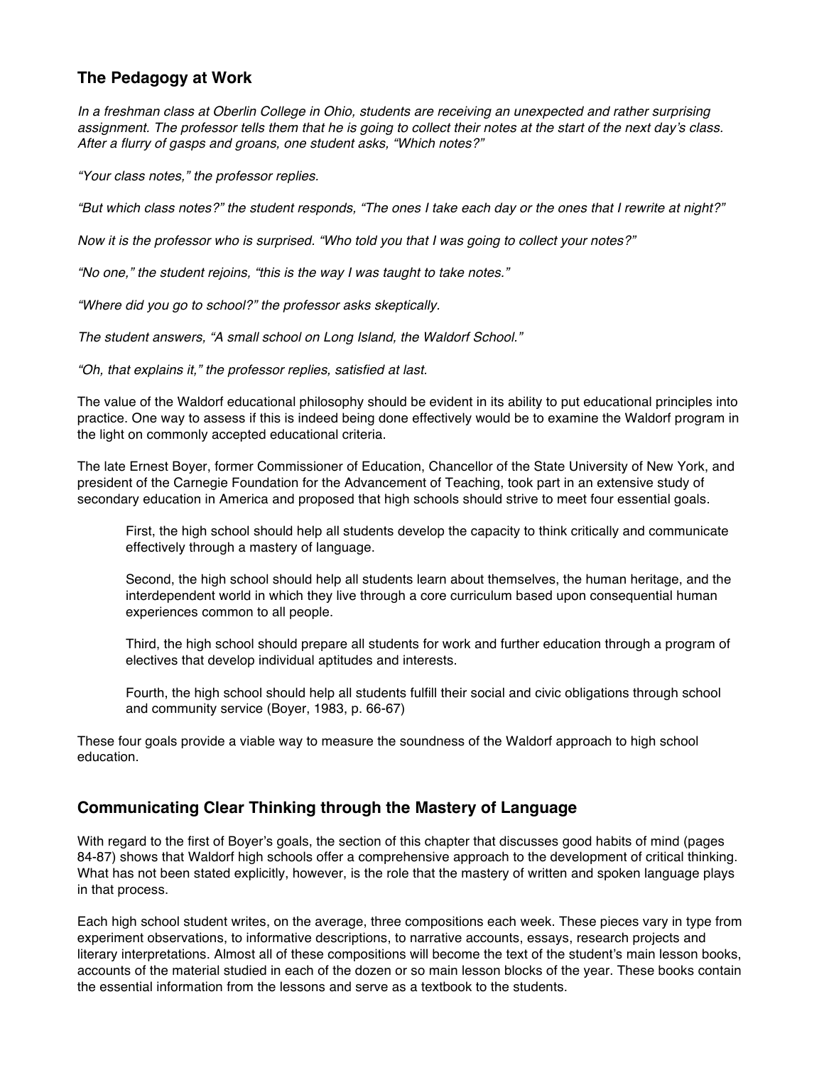## The Pedagogy at Work

*In a freshman class at Oberlin College in Ohio, students are receiving an unexpected and rather surprising assignment. The professor tells them that he is going to collect their notes at the start of the next day's class. After a flurry of gasps and groans, one student asks, "Which notes?"*

*"Your class notes," the professor replies.*

*"But which class notes?" the student responds, "The ones I take each day or the ones that I rewrite at night?"*

*Now it is the professor who is surprised. "Who told you that I was going to collect your notes?"*

*"No one," the student rejoins, "this is the way I was taught to take notes."*

*"Where did you go to school?" the professor asks skeptically.*

*The student answers, "A small school on Long Island, the Waldorf School."*

*"Oh, that explains it," the professor replies, satisfied at last.*

The value of the Waldorf educational philosophy should be evident in its ability to put educational principles into practice. One way to assess if this is indeed being done effectively would be to examine the Waldorf program in the light on commonly accepted educational criteria.

The late Ernest Boyer, former Commissioner of Education, Chancellor of the State University of New York, and president of the Carnegie Foundation for the Advancement of Teaching, took part in an extensive study of secondary education in America and proposed that high schools should strive to meet four essential goals.

> First, the high school should help all students develop the capacity to think critically and communicate effectively through a mastery of language.
>
> Second, the high school should help all students learn about themselves, the human heritage, and the interdependent world in which they live through a core curriculum based upon consequential human experiences common to all people.
>
> Third, the high school should prepare all students for work and further education through a program of electives that develop individual aptitudes and interests.
>
> Fourth, the high school should help all students fulfill their social and civic obligations through school and community service (Boyer, 1983, p. 66-67)

These four goals provide a viable way to measure the soundness of the Waldorf approach to high school education.

## Communicating Clear Thinking through the Mastery of Language

With regard to the first of Boyer's goals, the section of this chapter that discusses good habits of mind (pages 84-87) shows that Waldorf high schools offer a comprehensive approach to the development of critical thinking. What has not been stated explicitly, however, is the role that the mastery of written and spoken language plays in that process.

Each high school student writes, on the average, three compositions each week. These pieces vary in type from experiment observations, to informative descriptions, to narrative accounts, essays, research projects and literary interpretations. Almost all of these compositions will become the text of the student's main lesson books, accounts of the material studied in each of the dozen or so main lesson blocks of the year. These books contain the essential information from the lessons and serve as a textbook to the students.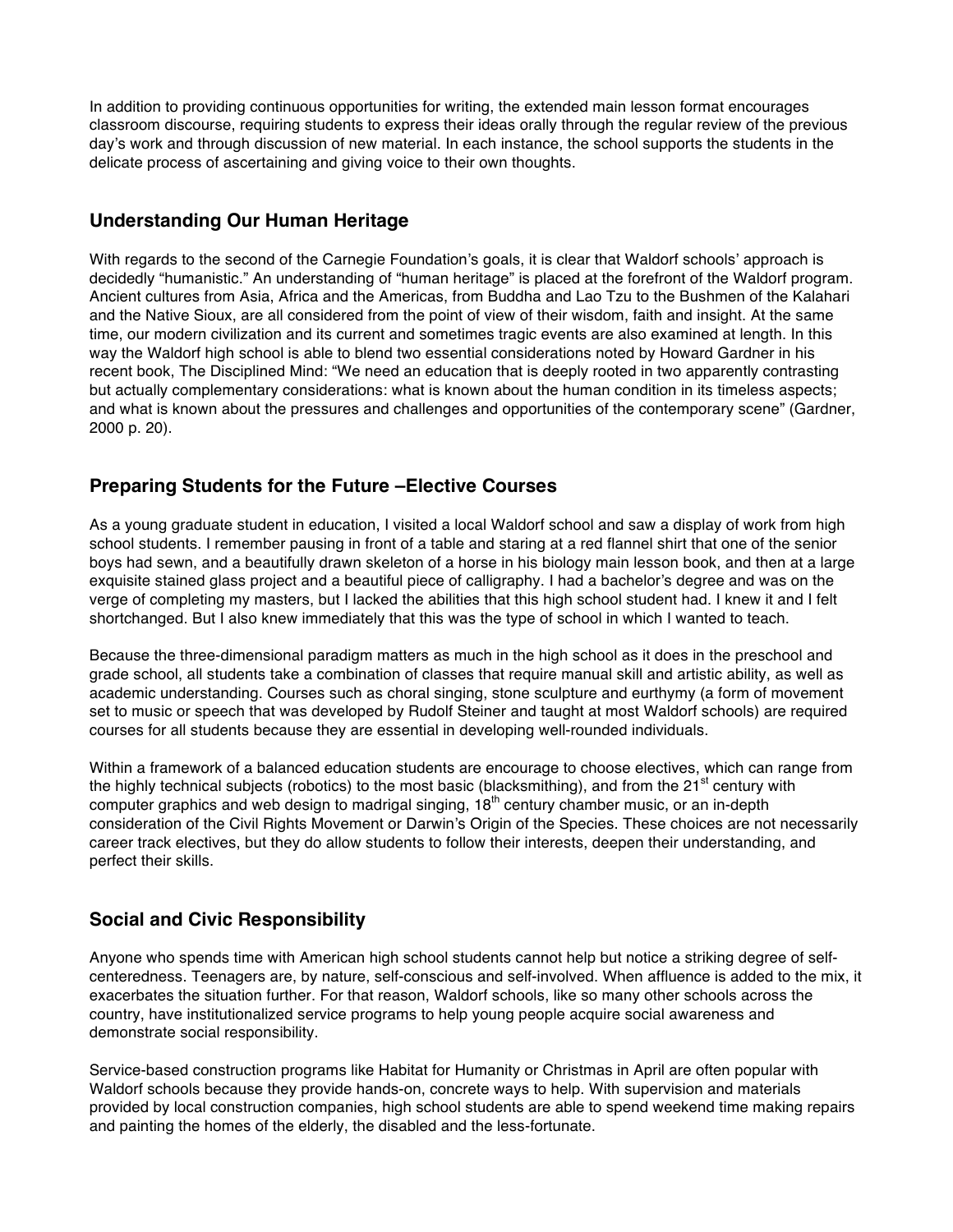In addition to providing continuous opportunities for writing, the extended main lesson format encourages classroom discourse, requiring students to express their ideas orally through the regular review of the previous day's work and through discussion of new material. In each instance, the school supports the students in the delicate process of ascertaining and giving voice to their own thoughts.

## Understanding Our Human Heritage

With regards to the second of the Carnegie Foundation's goals, it is clear that Waldorf schools' approach is decidedly "humanistic." An understanding of "human heritage" is placed at the forefront of the Waldorf program. Ancient cultures from Asia, Africa and the Americas, from Buddha and Lao Tzu to the Bushmen of the Kalahari and the Native Sioux, are all considered from the point of view of their wisdom, faith and insight. At the same time, our modern civilization and its current and sometimes tragic events are also examined at length. In this way the Waldorf high school is able to blend two essential considerations noted by Howard Gardner in his recent book, The Disciplined Mind: "We need an education that is deeply rooted in two apparently contrasting but actually complementary considerations: what is known about the human condition in its timeless aspects; and what is known about the pressures and challenges and opportunities of the contemporary scene" (Gardner, 2000 p. 20).

## Preparing Students for the Future –Elective Courses

As a young graduate student in education, I visited a local Waldorf school and saw a display of work from high school students. I remember pausing in front of a table and staring at a red flannel shirt that one of the senior boys had sewn, and a beautifully drawn skeleton of a horse in his biology main lesson book, and then at a large exquisite stained glass project and a beautiful piece of calligraphy. I had a bachelor's degree and was on the verge of completing my masters, but I lacked the abilities that this high school student had. I knew it and I felt shortchanged. But I also knew immediately that this was the type of school in which I wanted to teach.

Because the three-dimensional paradigm matters as much in the high school as it does in the preschool and grade school, all students take a combination of classes that require manual skill and artistic ability, as well as academic understanding. Courses such as choral singing, stone sculpture and eurthymy (a form of movement set to music or speech that was developed by Rudolf Steiner and taught at most Waldorf schools) are required courses for all students because they are essential in developing well-rounded individuals.

Within a framework of a balanced education students are encourage to choose electives, which can range from the highly technical subjects (robotics) to the most basic (blacksmithing), and from the 21st century with computer graphics and web design to madrigal singing, 18th century chamber music, or an in-depth consideration of the Civil Rights Movement or Darwin's Origin of the Species. These choices are not necessarily career track electives, but they do allow students to follow their interests, deepen their understanding, and perfect their skills.

## Social and Civic Responsibility

Anyone who spends time with American high school students cannot help but notice a striking degree of self-centeredness. Teenagers are, by nature, self-conscious and self-involved. When affluence is added to the mix, it exacerbates the situation further. For that reason, Waldorf schools, like so many other schools across the country, have institutionalized service programs to help young people acquire social awareness and demonstrate social responsibility.

Service-based construction programs like Habitat for Humanity or Christmas in April are often popular with Waldorf schools because they provide hands-on, concrete ways to help. With supervision and materials provided by local construction companies, high school students are able to spend weekend time making repairs and painting the homes of the elderly, the disabled and the less-fortunate.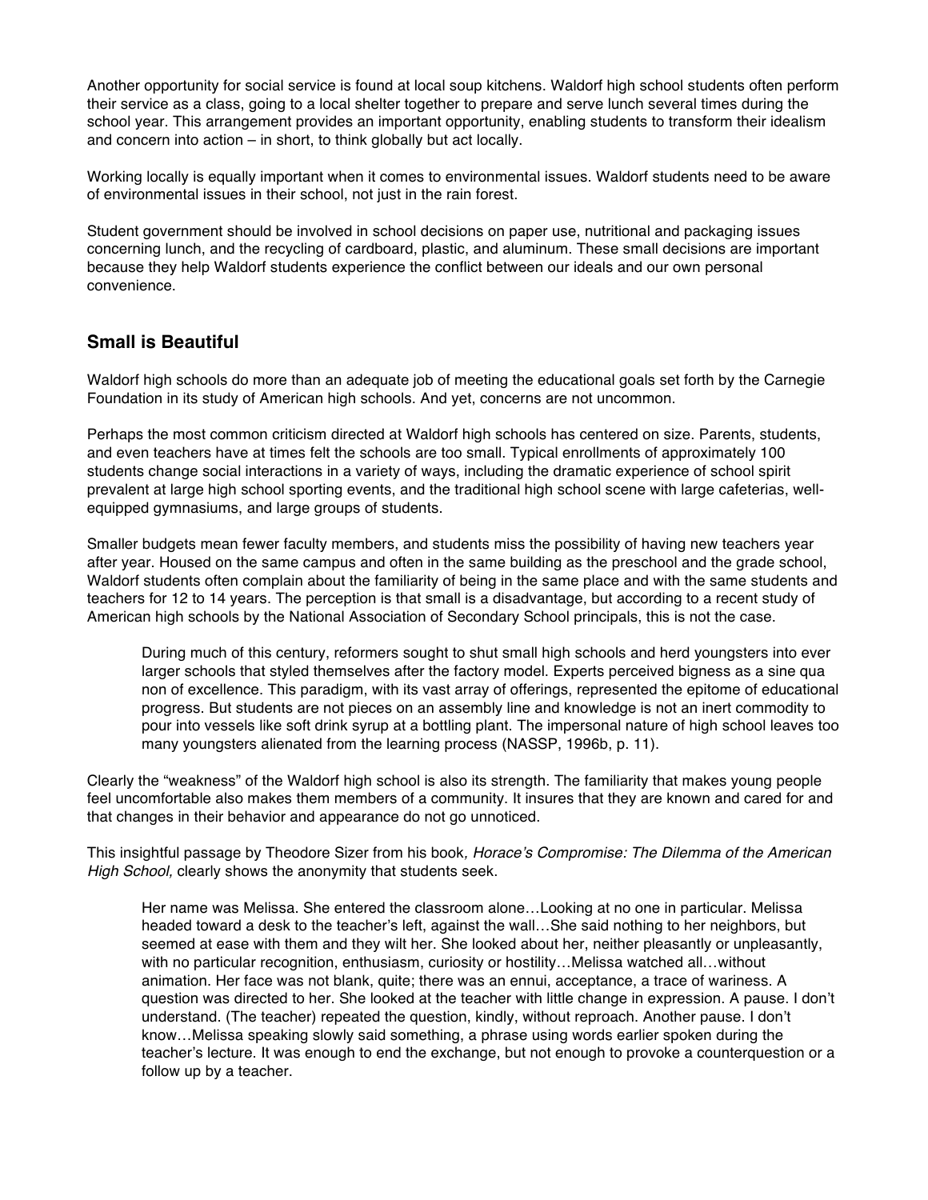Another opportunity for social service is found at local soup kitchens. Waldorf high school students often perform their service as a class, going to a local shelter together to prepare and serve lunch several times during the school year. This arrangement provides an important opportunity, enabling students to transform their idealism and concern into action – in short, to think globally but act locally.

Working locally is equally important when it comes to environmental issues. Waldorf students need to be aware of environmental issues in their school, not just in the rain forest.

Student government should be involved in school decisions on paper use, nutritional and packaging issues concerning lunch, and the recycling of cardboard, plastic, and aluminum. These small decisions are important because they help Waldorf students experience the conflict between our ideals and our own personal convenience.

## Small is Beautiful

Waldorf high schools do more than an adequate job of meeting the educational goals set forth by the Carnegie Foundation in its study of American high schools. And yet, concerns are not uncommon.

Perhaps the most common criticism directed at Waldorf high schools has centered on size. Parents, students, and even teachers have at times felt the schools are too small. Typical enrollments of approximately 100 students change social interactions in a variety of ways, including the dramatic experience of school spirit prevalent at large high school sporting events, and the traditional high school scene with large cafeterias, well-equipped gymnasiums, and large groups of students.

Smaller budgets mean fewer faculty members, and students miss the possibility of having new teachers year after year. Housed on the same campus and often in the same building as the preschool and the grade school, Waldorf students often complain about the familiarity of being in the same place and with the same students and teachers for 12 to 14 years. The perception is that small is a disadvantage, but according to a recent study of American high schools by the National Association of Secondary School principals, this is not the case.

> During much of this century, reformers sought to shut small high schools and herd youngsters into ever larger schools that styled themselves after the factory model. Experts perceived bigness as a sine qua non of excellence. This paradigm, with its vast array of offerings, represented the epitome of educational progress. But students are not pieces on an assembly line and knowledge is not an inert commodity to pour into vessels like soft drink syrup at a bottling plant. The impersonal nature of high school leaves too many youngsters alienated from the learning process (NASSP, 1996b, p. 11).

Clearly the "weakness" of the Waldorf high school is also its strength. The familiarity that makes young people feel uncomfortable also makes them members of a community. It insures that they are known and cared for and that changes in their behavior and appearance do not go unnoticed.

This insightful passage by Theodore Sizer from his book*, Horace's Compromise: The Dilemma of the American High School,* clearly shows the anonymity that students seek.

> Her name was Melissa. She entered the classroom alone…Looking at no one in particular. Melissa headed toward a desk to the teacher's left, against the wall…She said nothing to her neighbors, but seemed at ease with them and they wilt her. She looked about her, neither pleasantly or unpleasantly, with no particular recognition, enthusiasm, curiosity or hostility…Melissa watched all…without animation. Her face was not blank, quite; there was an ennui, acceptance, a trace of wariness. A question was directed to her. She looked at the teacher with little change in expression. A pause. I don't understand. (The teacher) repeated the question, kindly, without reproach. Another pause. I don't know…Melissa speaking slowly said something, a phrase using words earlier spoken during the teacher's lecture. It was enough to end the exchange, but not enough to provoke a counterquestion or a follow up by a teacher.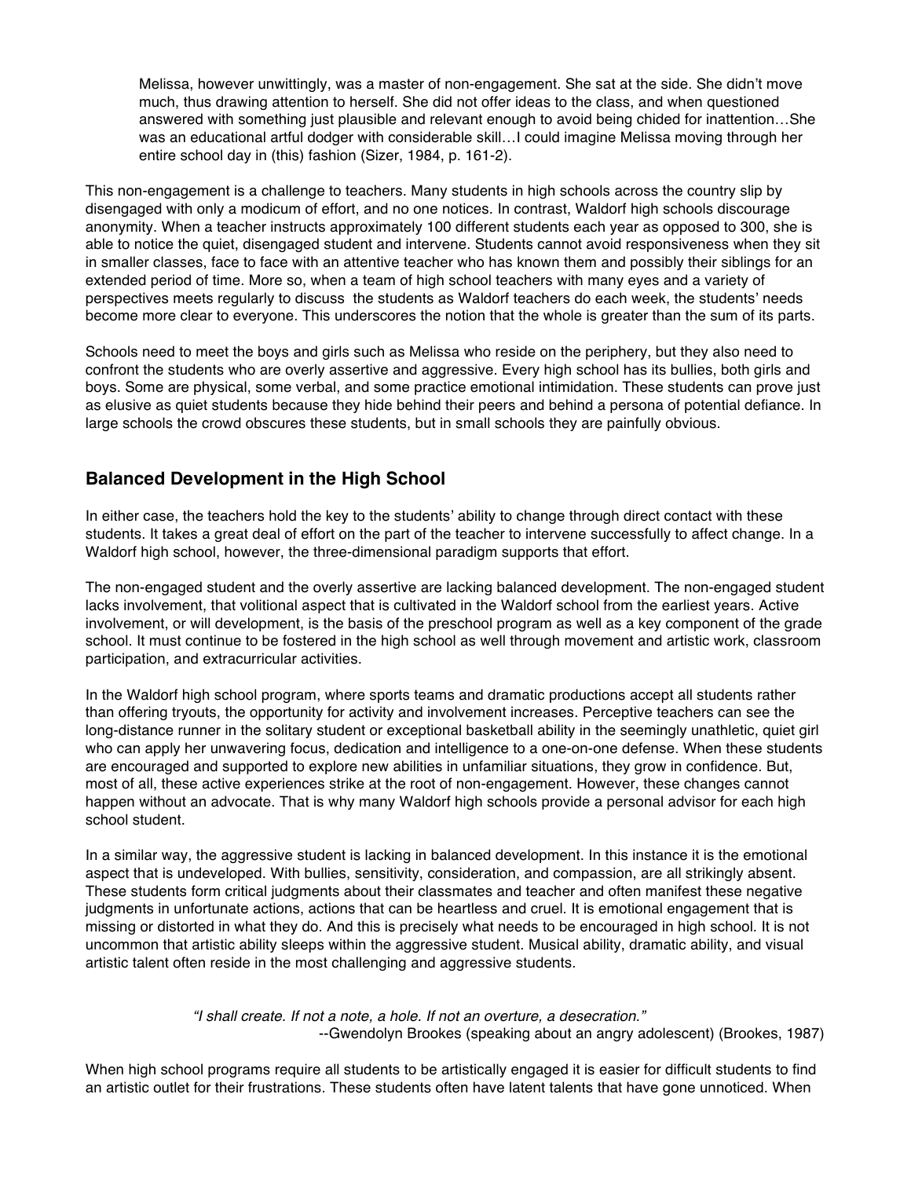> Melissa, however unwittingly, was a master of non-engagement. She sat at the side. She didn't move much, thus drawing attention to herself. She did not offer ideas to the class, and when questioned answered with something just plausible and relevant enough to avoid being chided for inattention…She was an educational artful dodger with considerable skill…I could imagine Melissa moving through her entire school day in (this) fashion (Sizer, 1984, p. 161-2).

This non-engagement is a challenge to teachers. Many students in high schools across the country slip by disengaged with only a modicum of effort, and no one notices. In contrast, Waldorf high schools discourage anonymity. When a teacher instructs approximately 100 different students each year as opposed to 300, she is able to notice the quiet, disengaged student and intervene. Students cannot avoid responsiveness when they sit in smaller classes, face to face with an attentive teacher who has known them and possibly their siblings for an extended period of time. More so, when a team of high school teachers with many eyes and a variety of perspectives meets regularly to discuss the students as Waldorf teachers do each week, the students' needs become more clear to everyone. This underscores the notion that the whole is greater than the sum of its parts.

Schools need to meet the boys and girls such as Melissa who reside on the periphery, but they also need to confront the students who are overly assertive and aggressive. Every high school has its bullies, both girls and boys. Some are physical, some verbal, and some practice emotional intimidation. These students can prove just as elusive as quiet students because they hide behind their peers and behind a persona of potential defiance. In large schools the crowd obscures these students, but in small schools they are painfully obvious.

## Balanced Development in the High School

In either case, the teachers hold the key to the students' ability to change through direct contact with these students. It takes a great deal of effort on the part of the teacher to intervene successfully to affect change. In a Waldorf high school, however, the three-dimensional paradigm supports that effort.

The non-engaged student and the overly assertive are lacking balanced development. The non-engaged student lacks involvement, that volitional aspect that is cultivated in the Waldorf school from the earliest years. Active involvement, or will development, is the basis of the preschool program as well as a key component of the grade school. It must continue to be fostered in the high school as well through movement and artistic work, classroom participation, and extracurricular activities.

In the Waldorf high school program, where sports teams and dramatic productions accept all students rather than offering tryouts, the opportunity for activity and involvement increases. Perceptive teachers can see the long-distance runner in the solitary student or exceptional basketball ability in the seemingly unathletic, quiet girl who can apply her unwavering focus, dedication and intelligence to a one-on-one defense. When these students are encouraged and supported to explore new abilities in unfamiliar situations, they grow in confidence. But, most of all, these active experiences strike at the root of non-engagement. However, these changes cannot happen without an advocate. That is why many Waldorf high schools provide a personal advisor for each high school student.

In a similar way, the aggressive student is lacking in balanced development. In this instance it is the emotional aspect that is undeveloped. With bullies, sensitivity, consideration, and compassion, are all strikingly absent. These students form critical judgments about their classmates and teacher and often manifest these negative judgments in unfortunate actions, actions that can be heartless and cruel. It is emotional engagement that is missing or distorted in what they do. And this is precisely what needs to be encouraged in high school. It is not uncommon that artistic ability sleeps within the aggressive student. Musical ability, dramatic ability, and visual artistic talent often reside in the most challenging and aggressive students.

> *"I shall create. If not a note, a hole. If not an overture, a desecration."*
> --Gwendolyn Brookes (speaking about an angry adolescent) (Brookes, 1987)

When high school programs require all students to be artistically engaged it is easier for difficult students to find an artistic outlet for their frustrations. These students often have latent talents that have gone unnoticed. When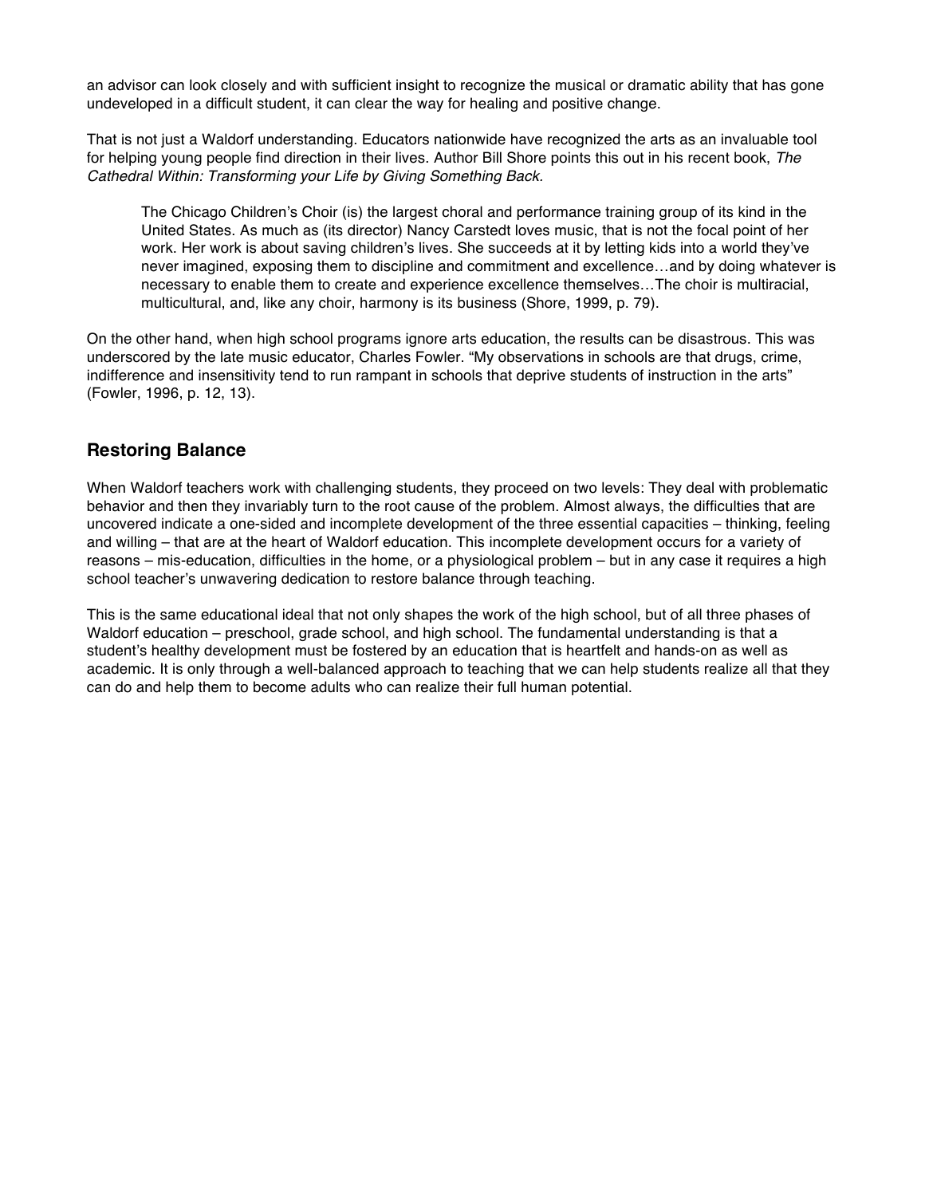an advisor can look closely and with sufficient insight to recognize the musical or dramatic ability that has gone undeveloped in a difficult student, it can clear the way for healing and positive change.

That is not just a Waldorf understanding. Educators nationwide have recognized the arts as an invaluable tool for helping young people find direction in their lives. Author Bill Shore points this out in his recent book, *The Cathedral Within: Transforming your Life by Giving Something Back.*

> The Chicago Children's Choir (is) the largest choral and performance training group of its kind in the United States. As much as (its director) Nancy Carstedt loves music, that is not the focal point of her work. Her work is about saving children's lives. She succeeds at it by letting kids into a world they've never imagined, exposing them to discipline and commitment and excellence…and by doing whatever is necessary to enable them to create and experience excellence themselves…The choir is multiracial, multicultural, and, like any choir, harmony is its business (Shore, 1999, p. 79).

On the other hand, when high school programs ignore arts education, the results can be disastrous. This was underscored by the late music educator, Charles Fowler. "My observations in schools are that drugs, crime, indifference and insensitivity tend to run rampant in schools that deprive students of instruction in the arts" (Fowler, 1996, p. 12, 13).

## Restoring Balance

When Waldorf teachers work with challenging students, they proceed on two levels: They deal with problematic behavior and then they invariably turn to the root cause of the problem. Almost always, the difficulties that are uncovered indicate a one-sided and incomplete development of the three essential capacities – thinking, feeling and willing – that are at the heart of Waldorf education. This incomplete development occurs for a variety of reasons – mis-education, difficulties in the home, or a physiological problem – but in any case it requires a high school teacher's unwavering dedication to restore balance through teaching.

This is the same educational ideal that not only shapes the work of the high school, but of all three phases of Waldorf education – preschool, grade school, and high school. The fundamental understanding is that a student's healthy development must be fostered by an education that is heartfelt and hands-on as well as academic. It is only through a well-balanced approach to teaching that we can help students realize all that they can do and help them to become adults who can realize their full human potential.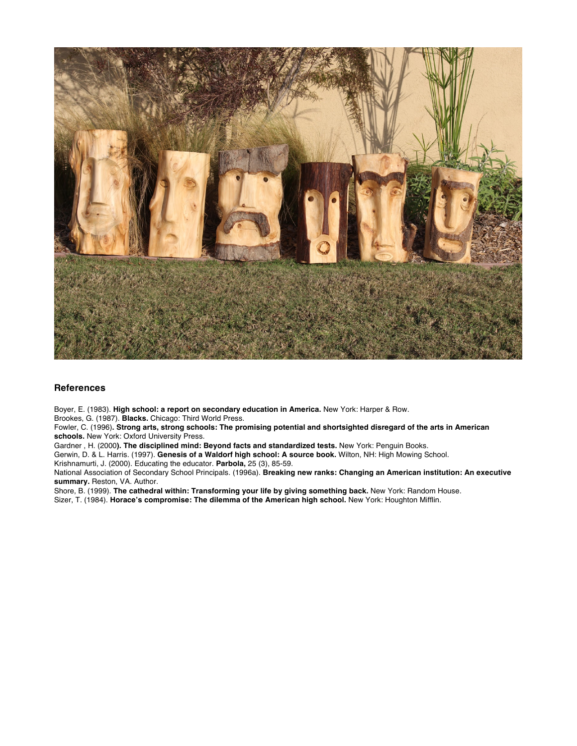## References

Boyer, E. (1983). **High school: a report on secondary education in America.** New York: Harper & Row.
Brookes, G. (1987). **Blacks.** Chicago: Third World Press.
Fowler, C. (1996)**. Strong arts, strong schools: The promising potential and shortsighted disregard of the arts in American schools.** New York: Oxford University Press.
Gardner , H. (2000**). The disciplined mind: Beyond facts and standardized tests.** New York: Penguin Books.
Gerwin, D. & L. Harris. (1997). **Genesis of a Waldorf high school: A source book.** Wilton, NH: High Mowing School.
Krishnamurti, J. (2000). Educating the educator. **Parbola,** 25 (3), 85-59.
National Association of Secondary School Principals. (1996a). **Breaking new ranks: Changing an American institution: An executive summary.** Reston, VA. Author.
Shore, B. (1999). **The cathedral within: Transforming your life by giving something back.** New York: Random House.
Sizer, T. (1984). **Horace's compromise: The dilemma of the American high school.** New York: Houghton Mifflin.